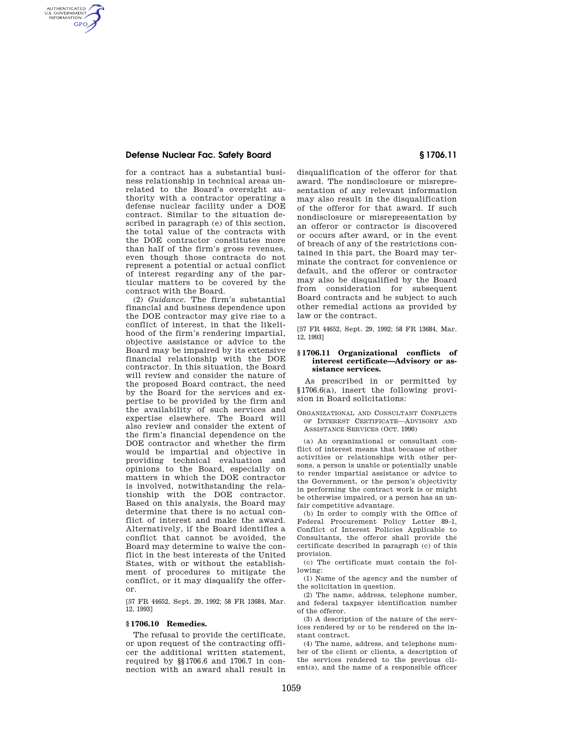for a contract has a substantial business relationship in technical areas unrelated to the Board's oversight authority with a contractor operating a defense nuclear facility under a DOE contract. Similar to the situation described in paragraph (e) of this section, the total value of the contracts with the DOE contractor constitutes more than half of the firm's gross revenues, even though those contracts do not represent a potential or actual conflict of interest regarding any of the particular matters to be covered by the contract with the Board.

(2) *Guidance.* The firm's substantial financial and business dependence upon the DOE contractor may give rise to a conflict of interest, in that the likelihood of the firm's rendering impartial, objective assistance or advice to the Board may be impaired by its extensive financial relationship with the DOE contractor. In this situation, the Board will review and consider the nature of the proposed Board contract, the need by the Board for the services and expertise to be provided by the firm and the availability of such services and expertise elsewhere. The Board will also review and consider the extent of the firm's financial dependence on the DOE contractor and whether the firm would be impartial and objective in providing technical evaluation and opinions to the Board, especially on matters in which the DOE contractor is involved, notwithstanding the relationship with the DOE contractor. Based on this analysis, the Board may determine that there is no actual conflict of interest and make the award. Alternatively, if the Board identifies a conflict that cannot be avoided, the Board may determine to waive the conflict in the best interests of the United States, with or without the establishment of procedures to mitigate the conflict, or it may disqualify the offeror.

[57 FR 44652, Sept. 29, 1992; 58 FR 13684, Mar. 12, 1993]

### § 1706.10 Remedies.

The refusal to provide the certificate, or upon request of the contracting officer the additional written statement, required by §§ 1706.6 and 1706.7 in connection with an award shall result in disqualification of the offeror for that award. The nondisclosure or misrepresentation of any relevant information may also result in the disqualification of the offeror for that award. If such nondisclosure or misrepresentation by an offeror or contractor is discovered or occurs after award, or in the event of breach of any of the restrictions contained in this part, the Board may terminate the contract for convenience or default, and the offeror or contractor may also be disqualified by the Board from consideration for subsequent Board contracts and be subject to such other remedial actions as provided by law or the contract.

[57 FR 44652, Sept. 29, 1992; 58 FR 13684, Mar. 12, 1993]

### § 1706.11 Organizational conflicts of interest certificate—Advisory or assistance services.

As prescribed in or permitted by § 1706.6(a), insert the following provision in Board solicitations:

ORGANIZATIONAL AND CONSULTANT CONFLICTS OF INTEREST CERTIFICATE—ADVISORY AND ASSISTANCE SERVICES (OCT. 1990)

(a) An organizational or consultant conflict of interest means that because of other activities or relationships with other persons, a person is unable or potentially unable to render impartial assistance or advice to the Government, or the person's objectivity in performing the contract work is or might be otherwise impaired, or a person has an unfair competitive advantage.

(b) In order to comply with the Office of Federal Procurement Policy Letter 89–1, Conflict of Interest Policies Applicable to Consultants, the offeror shall provide the certificate described in paragraph (c) of this provision.

(c) The certificate must contain the following:

(1) Name of the agency and the number of the solicitation in question.

(2) The name, address, telephone number, and federal taxpayer identification number of the offeror.

(3) A description of the nature of the services rendered by or to be rendered on the instant contract.

(4) The name, address, and telephone number of the client or clients, a description of the services rendered to the previous client(s), and the name of a responsible officer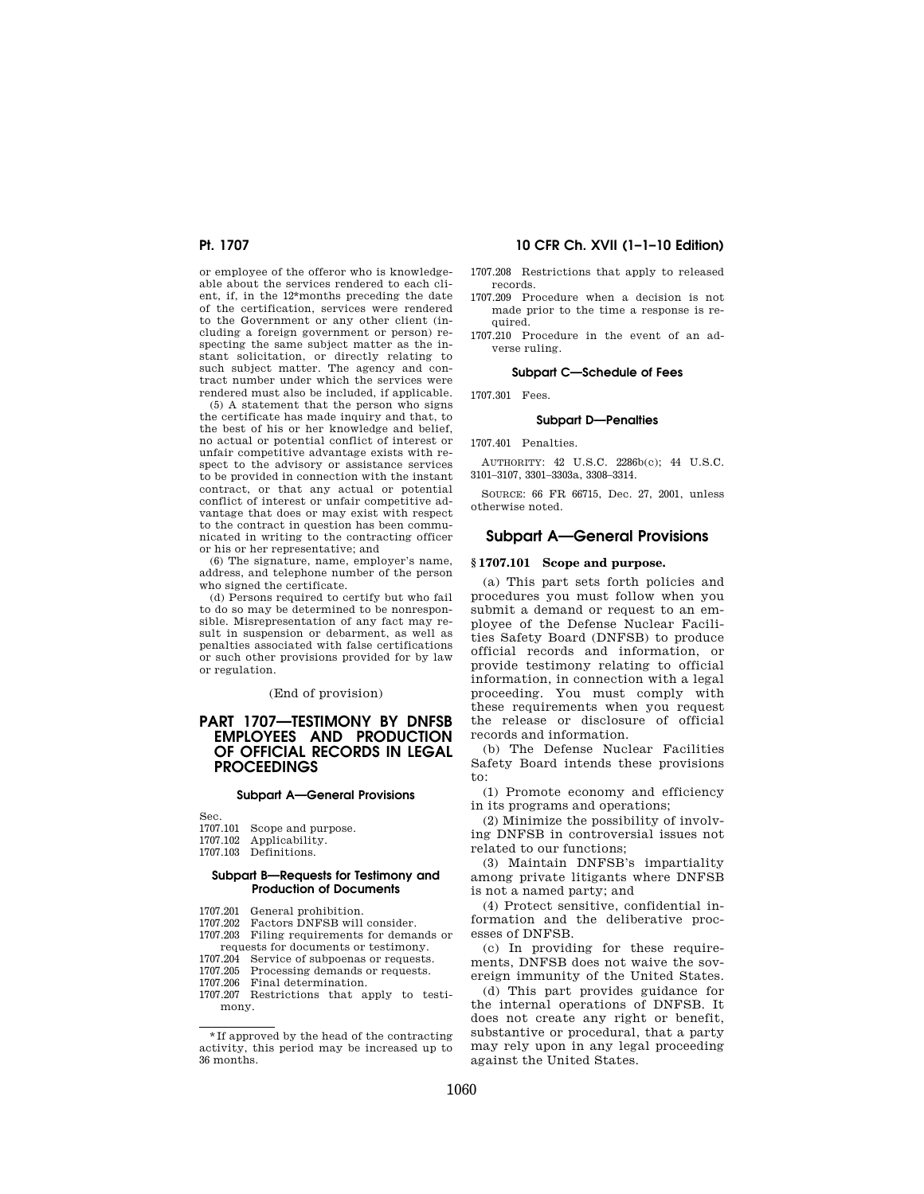or employee of the offeror who is knowledgeable about the services rendered to each client, if, in the 12*months preceding the date of the certification, services were rendered to the Government or any other client (including a foreign government or person) respecting the same subject matter as the instant solicitation, or directly relating to such subject matter. The agency and contract number under which the services were rendered must also be included, if applicable.

(5) A statement that the person who signs the certificate has made inquiry and that, to the best of his or her knowledge and belief, no actual or potential conflict of interest or unfair competitive advantage exists with respect to the advisory or assistance services to be provided in connection with the instant contract, or that any actual or potential conflict of interest or unfair competitive advantage that does or may exist with respect to the contract in question has been communicated in writing to the contracting officer or his or her representative; and

(6) The signature, name, employer's name, address, and telephone number of the person who signed the certificate.

(d) Persons required to certify but who fail to do so may be determined to be nonresponsible. Misrepresentation of any fact may result in suspension or debarment, as well as penalties associated with false certifications or such other provisions provided for by law or regulation.

(End of provision)

*If approved by the head of the contracting activity, this period may be increased up to 36 months.

# PART 1707—TESTIMONY BY DNFSB EMPLOYEES AND PRODUCTION OF OFFICIAL RECORDS IN LEGAL PROCEEDINGS

### Subpart A—General Provisions

Sec.
1707.101 Scope and purpose.
1707.102 Applicability.
1707.103 Definitions.

### Subpart B—Requests for Testimony and Production of Documents

1707.201 General prohibition.
1707.202 Factors DNFSB will consider.
1707.203 Filing requirements for demands or requests for documents or testimony.
1707.204 Service of subpoenas or requests.
1707.205 Processing demands or requests.
1707.206 Final determination.
1707.207 Restrictions that apply to testimony.
1707.208 Restrictions that apply to released records.
1707.209 Procedure when a decision is not made prior to the time a response is required.
1707.210 Procedure in the event of an adverse ruling.

### Subpart C—Schedule of Fees

1707.301 Fees.

### Subpart D—Penalties

1707.401 Penalties.

AUTHORITY: 42 U.S.C. 2286b(c); 44 U.S.C. 3101–3107, 3301–3303a, 3308–3314.

SOURCE: 66 FR 66715, Dec. 27, 2001, unless otherwise noted.

## Subpart A—General Provisions

### § 1707.101 Scope and purpose.

(a) This part sets forth policies and procedures you must follow when you submit a demand or request to an employee of the Defense Nuclear Facilities Safety Board (DNFSB) to produce official records and information, or provide testimony relating to official information, in connection with a legal proceeding. You must comply with these requirements when you request the release or disclosure of official records and information.

(b) The Defense Nuclear Facilities Safety Board intends these provisions to:

(1) Promote economy and efficiency in its programs and operations;

(2) Minimize the possibility of involving DNFSB in controversial issues not related to our functions;

(3) Maintain DNFSB's impartiality among private litigants where DNFSB is not a named party; and

(4) Protect sensitive, confidential information and the deliberative processes of DNFSB.

(c) In providing for these requirements, DNFSB does not waive the sovereign immunity of the United States.

(d) This part provides guidance for the internal operations of DNFSB. It does not create any right or benefit, substantive or procedural, that a party may rely upon in any legal proceeding against the United States.